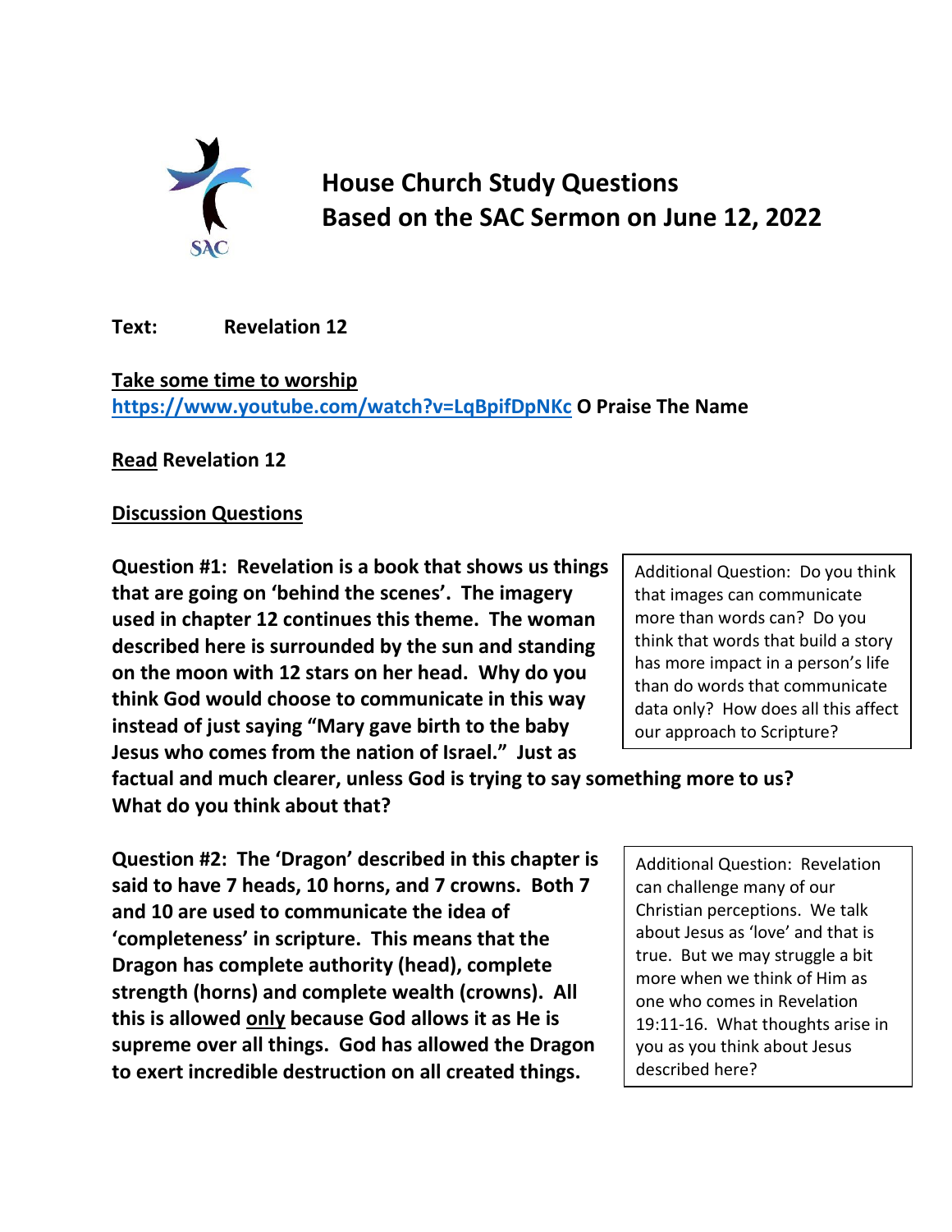# House Church Study Questions
# Based on the SAC Sermon on June 12, 2022

**Text:** **Revelation 12**

**Take some time to worship**

**https://www.youtube.com/watch?v=LqBpifDpNKc O Praise The Name**

**Read Revelation 12**

**Discussion Questions**

**Question #1: Revelation is a book that shows us things that are going on 'behind the scenes'. The imagery used in chapter 12 continues this theme. The woman described here is surrounded by the sun and standing on the moon with 12 stars on her head. Why do you think God would choose to communicate in this way instead of just saying "Mary gave birth to the baby Jesus who comes from the nation of Israel." Just as factual and much clearer, unless God is trying to say something more to us? What do you think about that?**

> Additional Question: Do you think that images can communicate more than words can? Do you think that words that build a story has more impact in a person's life than do words that communicate data only? How does all this affect our approach to Scripture?

**Question #2: The 'Dragon' described in this chapter is said to have 7 heads, 10 horns, and 7 crowns. Both 7 and 10 are used to communicate the idea of 'completeness' in scripture. This means that the Dragon has complete authority (head), complete strength (horns) and complete wealth (crowns). All this is allowed only because God allows it as He is supreme over all things. God has allowed the Dragon to exert incredible destruction on all created things.**

> Additional Question: Revelation can challenge many of our Christian perceptions. We talk about Jesus as 'love' and that is true. But we may struggle a bit more when we think of Him as one who comes in Revelation 19:11-16. What thoughts arise in you as you think about Jesus described here?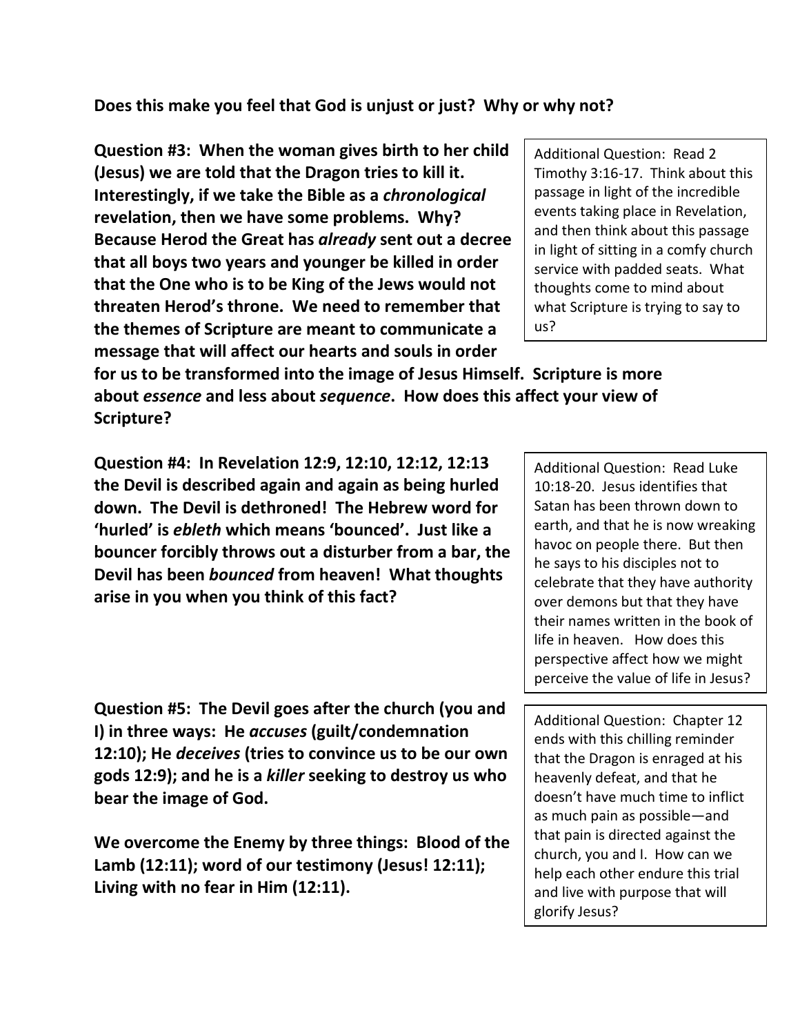**Does this make you feel that God is unjust or just? Why or why not?**

**Question #3: When the woman gives birth to her child (Jesus) we are told that the Dragon tries to kill it. Interestingly, if we take the Bible as a *chronological* revelation, then we have some problems. Why? Because Herod the Great has *already* sent out a decree that all boys two years and younger be killed in order that the One who is to be King of the Jews would not threaten Herod's throne. We need to remember that the themes of Scripture are meant to communicate a message that will affect our hearts and souls in order for us to be transformed into the image of Jesus Himself. Scripture is more about *essence* and less about *sequence*. How does this affect your view of Scripture?**

Additional Question: Read 2 Timothy 3:16-17. Think about this passage in light of the incredible events taking place in Revelation, and then think about this passage in light of sitting in a comfy church service with padded seats. What thoughts come to mind about what Scripture is trying to say to us?

**Question #4: In Revelation 12:9, 12:10, 12:12, 12:13 the Devil is described again and again as being hurled down. The Devil is dethroned! The Hebrew word for 'hurled' is *ebleth* which means 'bounced'. Just like a bouncer forcibly throws out a disturber from a bar, the Devil has been *bounced* from heaven! What thoughts arise in you when you think of this fact?**

Additional Question: Read Luke 10:18-20. Jesus identifies that Satan has been thrown down to earth, and that he is now wreaking havoc on people there. But then he says to his disciples not to celebrate that they have authority over demons but that they have their names written in the book of life in heaven. How does this perspective affect how we might perceive the value of life in Jesus?

**Question #5: The Devil goes after the church (you and I) in three ways: He *accuses* (guilt/condemnation 12:10); He *deceives* (tries to convince us to be our own gods 12:9); and he is a *killer* seeking to destroy us who bear the image of God.**

**We overcome the Enemy by three things: Blood of the Lamb (12:11); word of our testimony (Jesus! 12:11); Living with no fear in Him (12:11).**

Additional Question: Chapter 12 ends with this chilling reminder that the Dragon is enraged at his heavenly defeat, and that he doesn't have much time to inflict as much pain as possible—and that pain is directed against the church, you and I. How can we help each other endure this trial and live with purpose that will glorify Jesus?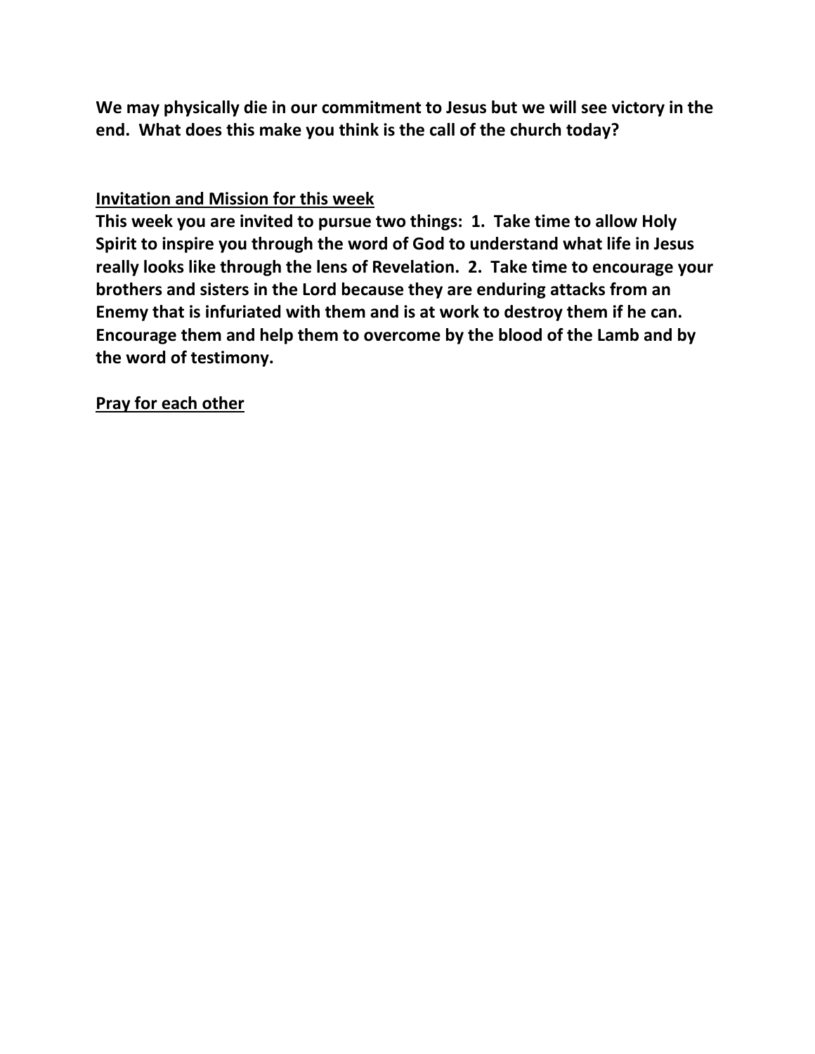**We may physically die in our commitment to Jesus but we will see victory in the end. What does this make you think is the call of the church today?**

**<u>Invitation and Mission for this week</u>**

**This week you are invited to pursue two things: 1. Take time to allow Holy Spirit to inspire you through the word of God to understand what life in Jesus really looks like through the lens of Revelation. 2. Take time to encourage your brothers and sisters in the Lord because they are enduring attacks from an Enemy that is infuriated with them and is at work to destroy them if he can. Encourage them and help them to overcome by the blood of the Lamb and by the word of testimony.**

**<u>Pray for each other</u>**